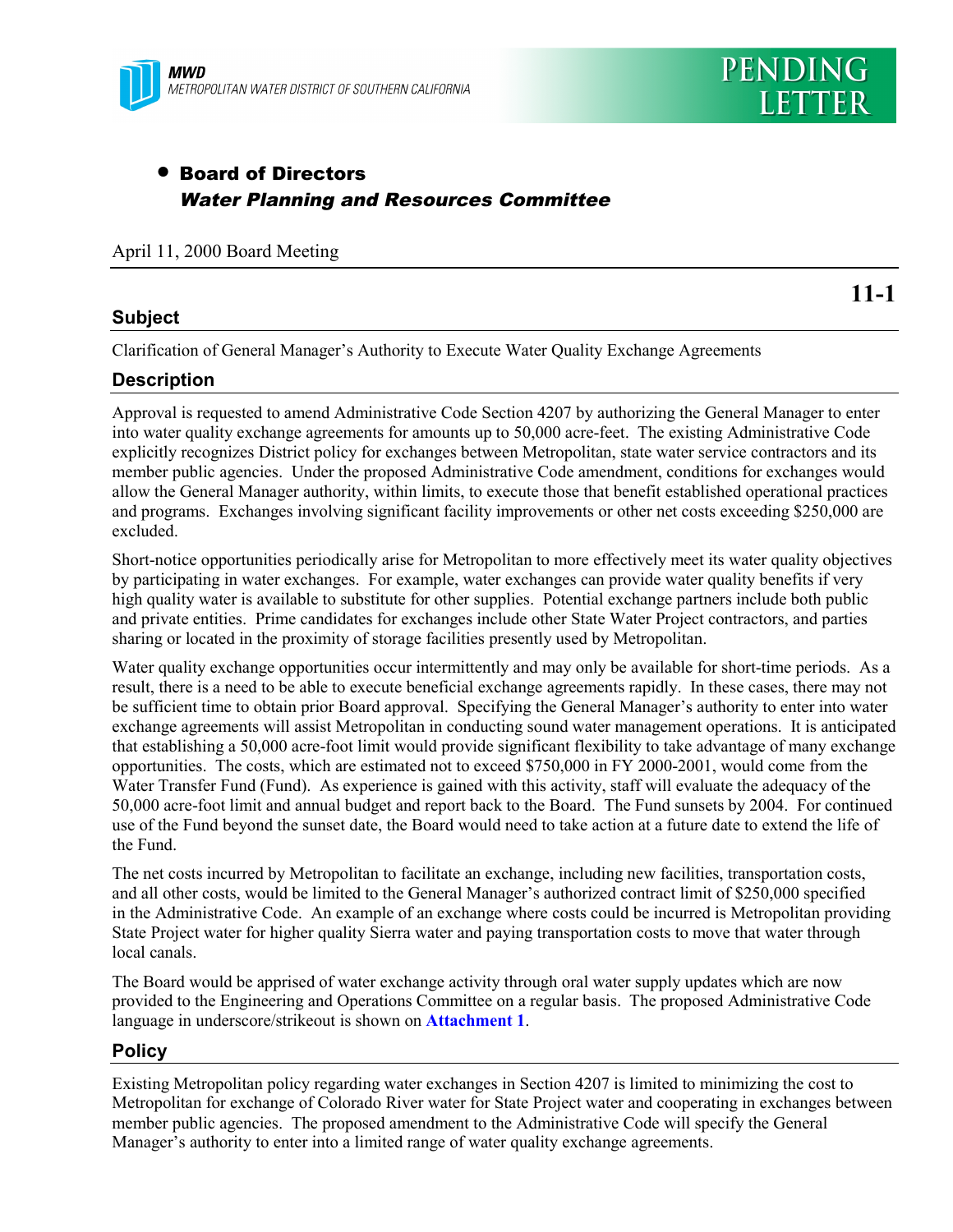**MWD**
*METROPOLITAN WATER DISTRICT OF SOUTHERN CALIFORNIA*

**PENDING LETTER**

- **Board of Directors**
  ***Water Planning and Resources Committee***

April 11, 2000 Board Meeting

**11-1**

## Subject

Clarification of General Manager's Authority to Execute Water Quality Exchange Agreements

## Description

Approval is requested to amend Administrative Code Section 4207 by authorizing the General Manager to enter into water quality exchange agreements for amounts up to 50,000 acre-feet. The existing Administrative Code explicitly recognizes District policy for exchanges between Metropolitan, state water service contractors and its member public agencies. Under the proposed Administrative Code amendment, conditions for exchanges would allow the General Manager authority, within limits, to execute those that benefit established operational practices and programs. Exchanges involving significant facility improvements or other net costs exceeding $250,000 are excluded.

Short-notice opportunities periodically arise for Metropolitan to more effectively meet its water quality objectives by participating in water exchanges. For example, water exchanges can provide water quality benefits if very high quality water is available to substitute for other supplies. Potential exchange partners include both public and private entities. Prime candidates for exchanges include other State Water Project contractors, and parties sharing or located in the proximity of storage facilities presently used by Metropolitan.

Water quality exchange opportunities occur intermittently and may only be available for short-time periods. As a result, there is a need to be able to execute beneficial exchange agreements rapidly. In these cases, there may not be sufficient time to obtain prior Board approval. Specifying the General Manager's authority to enter into water exchange agreements will assist Metropolitan in conducting sound water management operations. It is anticipated that establishing a 50,000 acre-foot limit would provide significant flexibility to take advantage of many exchange opportunities. The costs, which are estimated not to exceed $750,000 in FY 2000-2001, would come from the Water Transfer Fund (Fund). As experience is gained with this activity, staff will evaluate the adequacy of the 50,000 acre-foot limit and annual budget and report back to the Board. The Fund sunsets by 2004. For continued use of the Fund beyond the sunset date, the Board would need to take action at a future date to extend the life of the Fund.

The net costs incurred by Metropolitan to facilitate an exchange, including new facilities, transportation costs, and all other costs, would be limited to the General Manager's authorized contract limit of $250,000 specified in the Administrative Code. An example of an exchange where costs could be incurred is Metropolitan providing State Project water for higher quality Sierra water and paying transportation costs to move that water through local canals.

The Board would be apprised of water exchange activity through oral water supply updates which are now provided to the Engineering and Operations Committee on a regular basis. The proposed Administrative Code language in underscore/strikeout is shown on **Attachment 1**.

## Policy

Existing Metropolitan policy regarding water exchanges in Section 4207 is limited to minimizing the cost to Metropolitan for exchange of Colorado River water for State Project water and cooperating in exchanges between member public agencies. The proposed amendment to the Administrative Code will specify the General Manager's authority to enter into a limited range of water quality exchange agreements.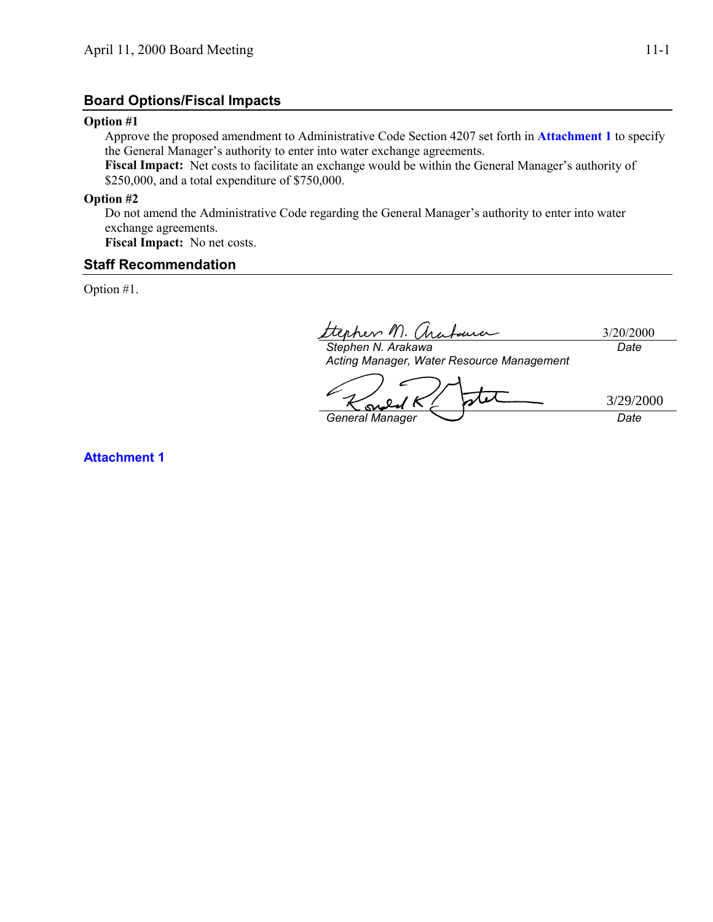## Board Options/Fiscal Impacts

**Option #1**

Approve the proposed amendment to Administrative Code Section 4207 set forth in **Attachment 1** to specify the General Manager's authority to enter into water exchange agreements.

**Fiscal Impact:** Net costs to facilitate an exchange would be within the General Manager's authority of $250,000, and a total expenditure of $750,000.

**Option #2**

Do not amend the Administrative Code regarding the General Manager's authority to enter into water exchange agreements.

**Fiscal Impact:** No net costs.

## Staff Recommendation

Option #1.

| | |
|---|---|
| *Stephen N. Arakawa* | 3/20/2000 |
| *Acting Manager, Water Resource Management* | *Date* |

| | |
|---|---|
| *General Manager* | 3/29/2000 |
| | *Date* |

**Attachment 1**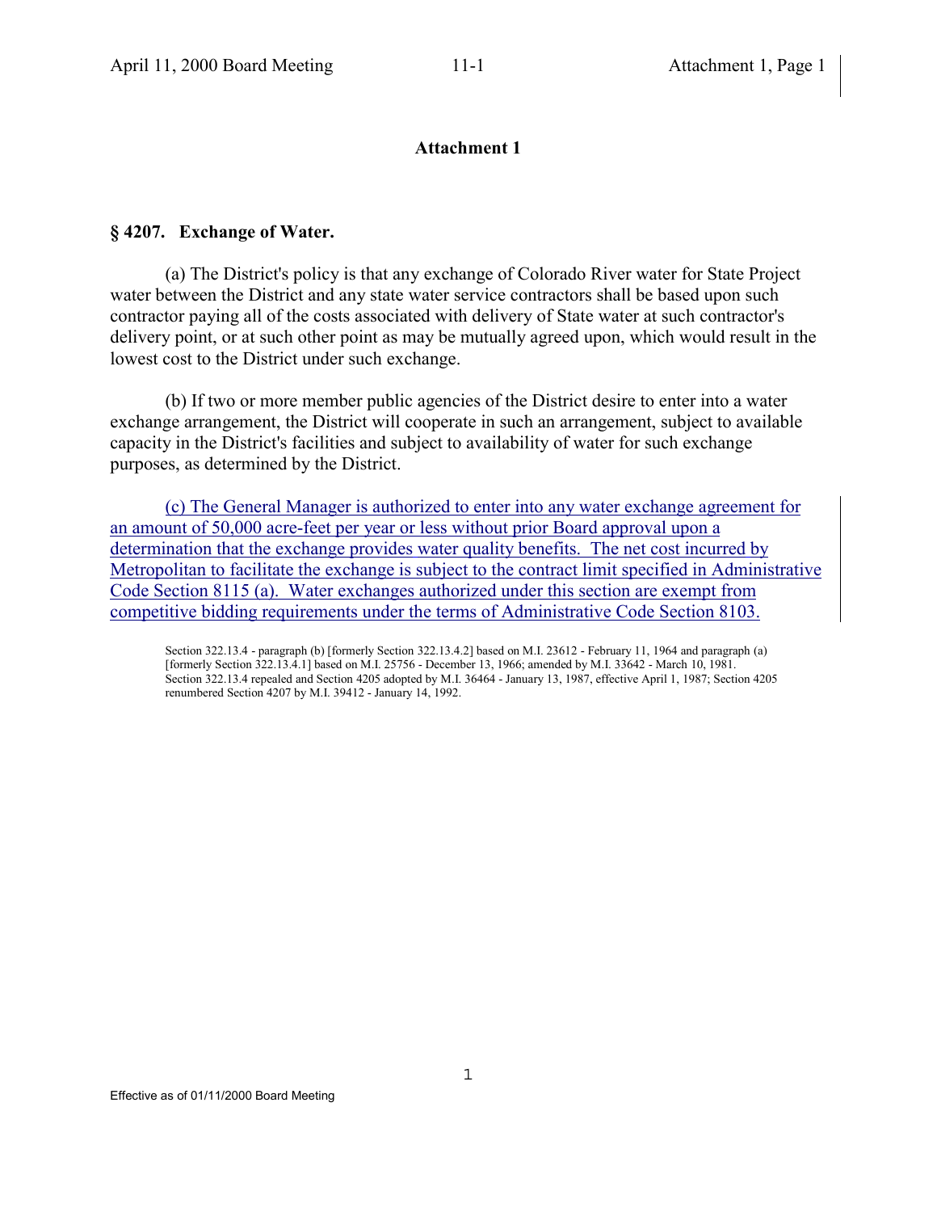## Attachment 1

### § 4207. Exchange of Water.

(a) The District's policy is that any exchange of Colorado River water for State Project water between the District and any state water service contractors shall be based upon such contractor paying all of the costs associated with delivery of State water at such contractor's delivery point, or at such other point as may be mutually agreed upon, which would result in the lowest cost to the District under such exchange.

(b) If two or more member public agencies of the District desire to enter into a water exchange arrangement, the District will cooperate in such an arrangement, subject to available capacity in the District's facilities and subject to availability of water for such exchange purposes, as determined by the District.

<u>(c) The General Manager is authorized to enter into any water exchange agreement for an amount of 50,000 acre-feet per year or less without prior Board approval upon a determination that the exchange provides water quality benefits. The net cost incurred by Metropolitan to facilitate the exchange is subject to the contract limit specified in Administrative Code Section 8115 (a). Water exchanges authorized under this section are exempt from competitive bidding requirements under the terms of Administrative Code Section 8103.</u>

Section 322.13.4 - paragraph (b) [formerly Section 322.13.4.2] based on M.I. 23612 - February 11, 1964 and paragraph (a) [formerly Section 322.13.4.1] based on M.I. 25756 - December 13, 1966; amended by M.I. 33642 - March 10, 1981. Section 322.13.4 repealed and Section 4205 adopted by M.I. 36464 - January 13, 1987, effective April 1, 1987; Section 4205 renumbered Section 4207 by M.I. 39412 - January 14, 1992.

Effective as of 01/11/2000 Board Meeting